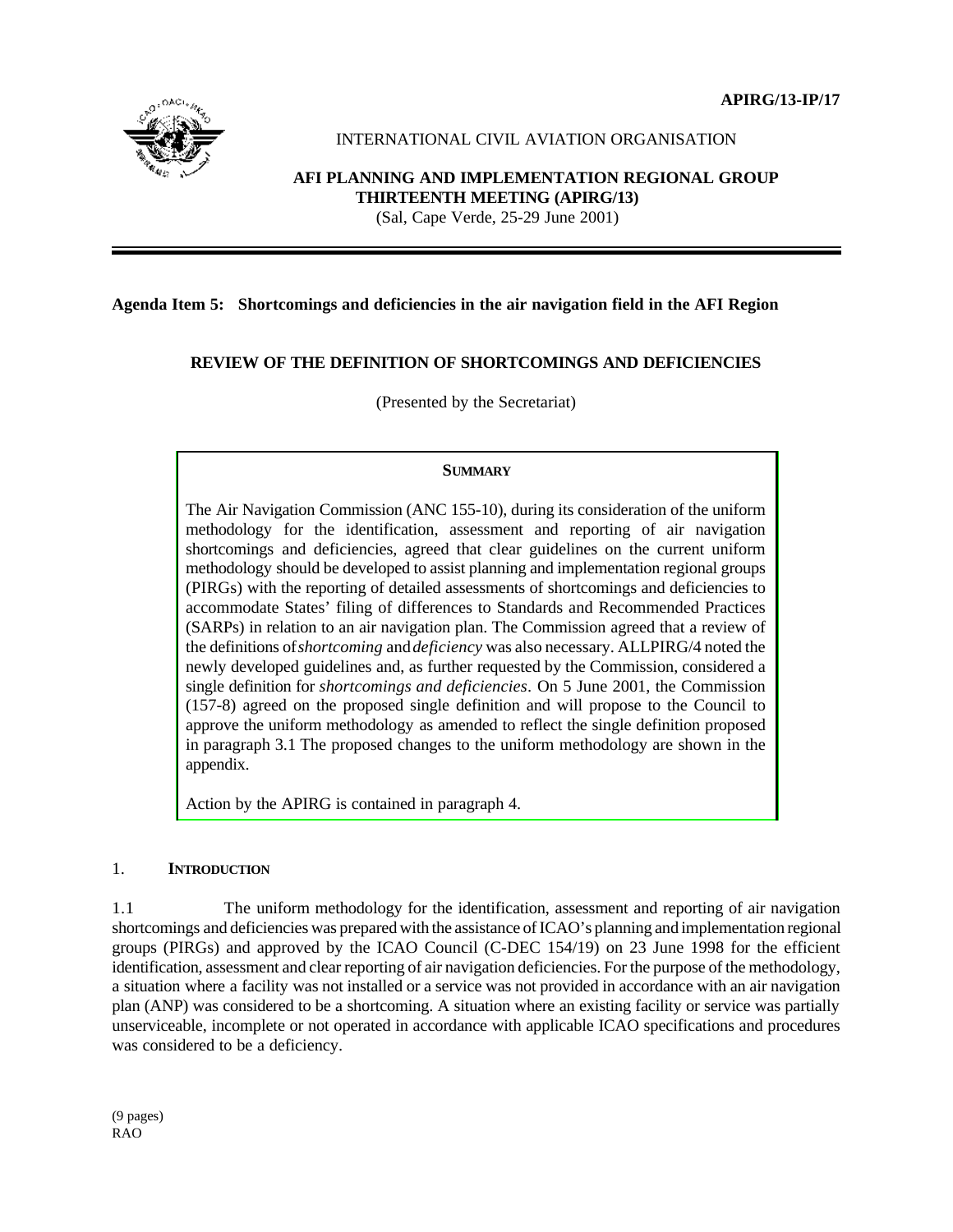**APIRG/13-IP/17**

INTERNATIONAL CIVIL AVIATION ORGANISATION

**AFI PLANNING AND IMPLEMENTATION REGIONAL GROUP**
**THIRTEENTH MEETING (APIRG/13)**
(Sal, Cape Verde, 25-29 June 2001)

---

**Agenda Item 5: Shortcomings and deficiencies in the air navigation field in the AFI Region**

## REVIEW OF THE DEFINITION OF SHORTCOMINGS AND DEFICIENCIES

(Presented by the Secretariat)

> **SUMMARY**
>
> The Air Navigation Commission (ANC 155-10), during its consideration of the uniform methodology for the identification, assessment and reporting of air navigation shortcomings and deficiencies, agreed that clear guidelines on the current uniform methodology should be developed to assist planning and implementation regional groups (PIRGs) with the reporting of detailed assessments of shortcomings and deficiencies to accommodate States' filing of differences to Standards and Recommended Practices (SARPs) in relation to an air navigation plan. The Commission agreed that a review of the definitions of *shortcoming* and *deficiency* was also necessary. ALLPIRG/4 noted the newly developed guidelines and, as further requested by the Commission, considered a single definition for *shortcomings and deficiencies*. On 5 June 2001, the Commission (157-8) agreed on the proposed single definition and will propose to the Council to approve the uniform methodology as amended to reflect the single definition proposed in paragraph 3.1 The proposed changes to the uniform methodology are shown in the appendix.
>
> Action by the APIRG is contained in paragraph 4.

### 1. INTRODUCTION

1.1 The uniform methodology for the identification, assessment and reporting of air navigation shortcomings and deficiencies was prepared with the assistance of ICAO's planning and implementation regional groups (PIRGs) and approved by the ICAO Council (C-DEC 154/19) on 23 June 1998 for the efficient identification, assessment and clear reporting of air navigation deficiencies. For the purpose of the methodology, a situation where a facility was not installed or a service was not provided in accordance with an air navigation plan (ANP) was considered to be a shortcoming. A situation where an existing facility or service was partially unserviceable, incomplete or not operated in accordance with applicable ICAO specifications and procedures was considered to be a deficiency.

(9 pages)
RAO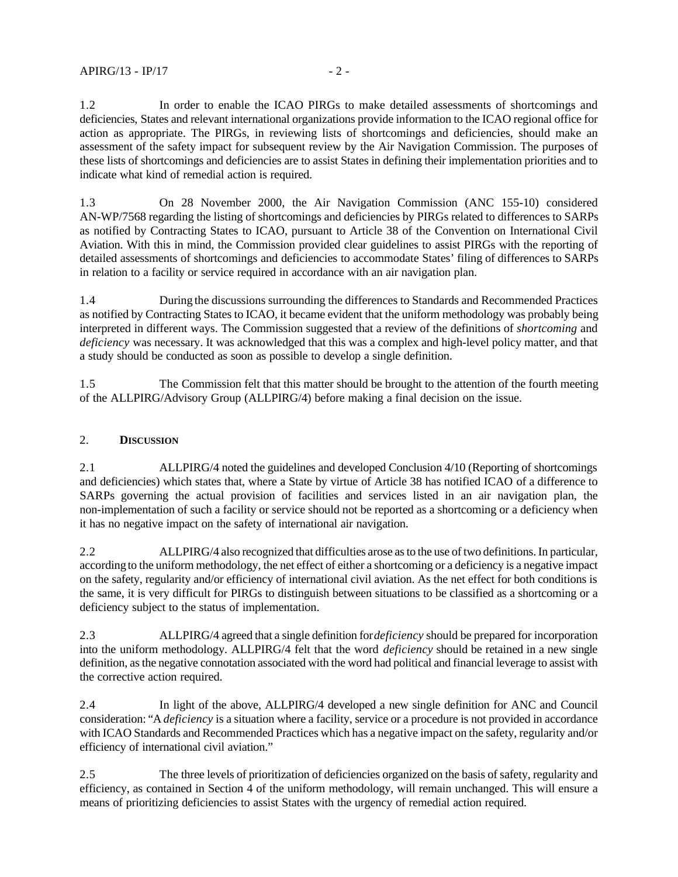1.2 In order to enable the ICAO PIRGs to make detailed assessments of shortcomings and deficiencies, States and relevant international organizations provide information to the ICAO regional office for action as appropriate. The PIRGs, in reviewing lists of shortcomings and deficiencies, should make an assessment of the safety impact for subsequent review by the Air Navigation Commission. The purposes of these lists of shortcomings and deficiencies are to assist States in defining their implementation priorities and to indicate what kind of remedial action is required.

1.3 On 28 November 2000, the Air Navigation Commission (ANC 155-10) considered AN-WP/7568 regarding the listing of shortcomings and deficiencies by PIRGs related to differences to SARPs as notified by Contracting States to ICAO, pursuant to Article 38 of the Convention on International Civil Aviation. With this in mind, the Commission provided clear guidelines to assist PIRGs with the reporting of detailed assessments of shortcomings and deficiencies to accommodate States' filing of differences to SARPs in relation to a facility or service required in accordance with an air navigation plan.

1.4 During the discussions surrounding the differences to Standards and Recommended Practices as notified by Contracting States to ICAO, it became evident that the uniform methodology was probably being interpreted in different ways. The Commission suggested that a review of the definitions of *shortcoming* and *deficiency* was necessary. It was acknowledged that this was a complex and high-level policy matter, and that a study should be conducted as soon as possible to develop a single definition.

1.5 The Commission felt that this matter should be brought to the attention of the fourth meeting of the ALLPIRG/Advisory Group (ALLPIRG/4) before making a final decision on the issue.

## 2. **DISCUSSION**

2.1 ALLPIRG/4 noted the guidelines and developed Conclusion 4/10 (Reporting of shortcomings and deficiencies) which states that, where a State by virtue of Article 38 has notified ICAO of a difference to SARPs governing the actual provision of facilities and services listed in an air navigation plan, the non-implementation of such a facility or service should not be reported as a shortcoming or a deficiency when it has no negative impact on the safety of international air navigation.

2.2 ALLPIRG/4 also recognized that difficulties arose as to the use of two definitions. In particular, according to the uniform methodology, the net effect of either a shortcoming or a deficiency is a negative impact on the safety, regularity and/or efficiency of international civil aviation. As the net effect for both conditions is the same, it is very difficult for PIRGs to distinguish between situations to be classified as a shortcoming or a deficiency subject to the status of implementation.

2.3 ALLPIRG/4 agreed that a single definition for *deficiency* should be prepared for incorporation into the uniform methodology. ALLPIRG/4 felt that the word *deficiency* should be retained in a new single definition, as the negative connotation associated with the word had political and financial leverage to assist with the corrective action required.

2.4 In light of the above, ALLPIRG/4 developed a new single definition for ANC and Council consideration: "A *deficiency* is a situation where a facility, service or a procedure is not provided in accordance with ICAO Standards and Recommended Practices which has a negative impact on the safety, regularity and/or efficiency of international civil aviation."

2.5 The three levels of prioritization of deficiencies organized on the basis of safety, regularity and efficiency, as contained in Section 4 of the uniform methodology, will remain unchanged. This will ensure a means of prioritizing deficiencies to assist States with the urgency of remedial action required.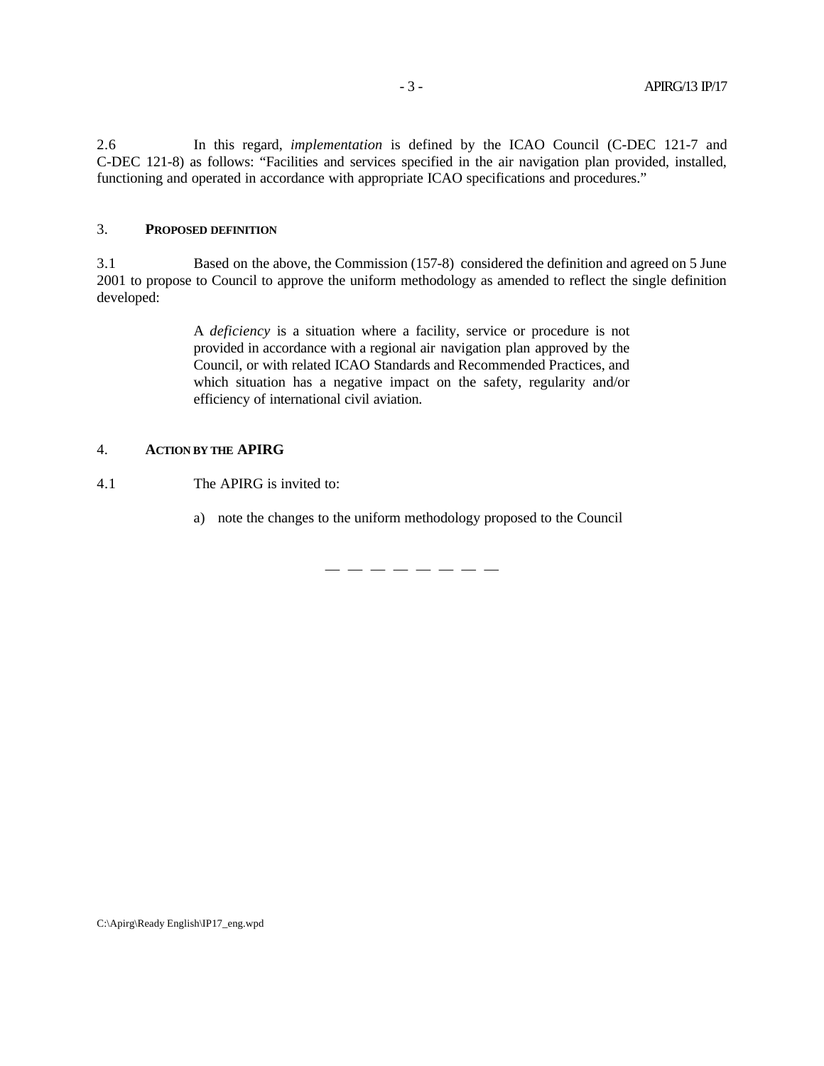2.6 In this regard, *implementation* is defined by the ICAO Council (C-DEC 121-7 and C-DEC 121-8) as follows: "Facilities and services specified in the air navigation plan provided, installed, functioning and operated in accordance with appropriate ICAO specifications and procedures."

## 3. PROPOSED DEFINITION

3.1 Based on the above, the Commission (157-8) considered the definition and agreed on 5 June 2001 to propose to Council to approve the uniform methodology as amended to reflect the single definition developed:

> A *deficiency* is a situation where a facility, service or procedure is not provided in accordance with a regional air navigation plan approved by the Council, or with related ICAO Standards and Recommended Practices, and which situation has a negative impact on the safety, regularity and/or efficiency of international civil aviation.

## 4. ACTION BY THE APIRG

4.1 The APIRG is invited to:

a) note the changes to the uniform methodology proposed to the Council

— — — — — — — —

C:\Apirg\Ready English\IP17_eng.wpd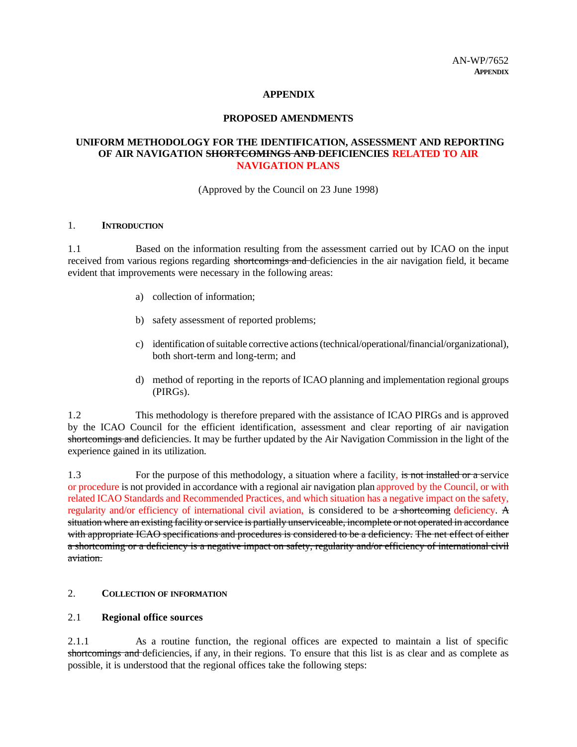**APPENDIX**

**PROPOSED AMENDMENTS**

**UNIFORM METHODOLOGY FOR THE IDENTIFICATION, ASSESSMENT AND REPORTING OF AIR NAVIGATION ~~SHORTCOMINGS AND~~ DEFICIENCIES RELATED TO AIR NAVIGATION PLANS**

(Approved by the Council on 23 June 1998)

## 1. INTRODUCTION

1.1 Based on the information resulting from the assessment carried out by ICAO on the input received from various regions regarding ~~shortcomings and~~ deficiencies in the air navigation field, it became evident that improvements were necessary in the following areas:

a) collection of information;

b) safety assessment of reported problems;

c) identification of suitable corrective actions (technical/operational/financial/organizational), both short-term and long-term; and

d) method of reporting in the reports of ICAO planning and implementation regional groups (PIRGs).

1.2 This methodology is therefore prepared with the assistance of ICAO PIRGs and is approved by the ICAO Council for the efficient identification, assessment and clear reporting of air navigation ~~shortcomings and~~ deficiencies. It may be further updated by the Air Navigation Commission in the light of the experience gained in its utilization.

1.3 For the purpose of this methodology, a situation where a facility, ~~is not installed or a~~ service or procedure is not provided in accordance with a regional air navigation plan approved by the Council, or with related ICAO Standards and Recommended Practices, and which situation has a negative impact on the safety, regularity and/or efficiency of international civil aviation, is considered to be ~~a shortcoming~~ deficiency. ~~A situation where an existing facility or service is partially unserviceable, incomplete or not operated in accordance with appropriate ICAO specifications and procedures is considered to be a deficiency. The net effect of either a shortcoming or a deficiency is a negative impact on safety, regularity and/or efficiency of international civil aviation.~~

## 2. COLLECTION OF INFORMATION

### 2.1 Regional office sources

2.1.1 As a routine function, the regional offices are expected to maintain a list of specific ~~shortcomings and~~ deficiencies, if any, in their regions. To ensure that this list is as clear and as complete as possible, it is understood that the regional offices take the following steps: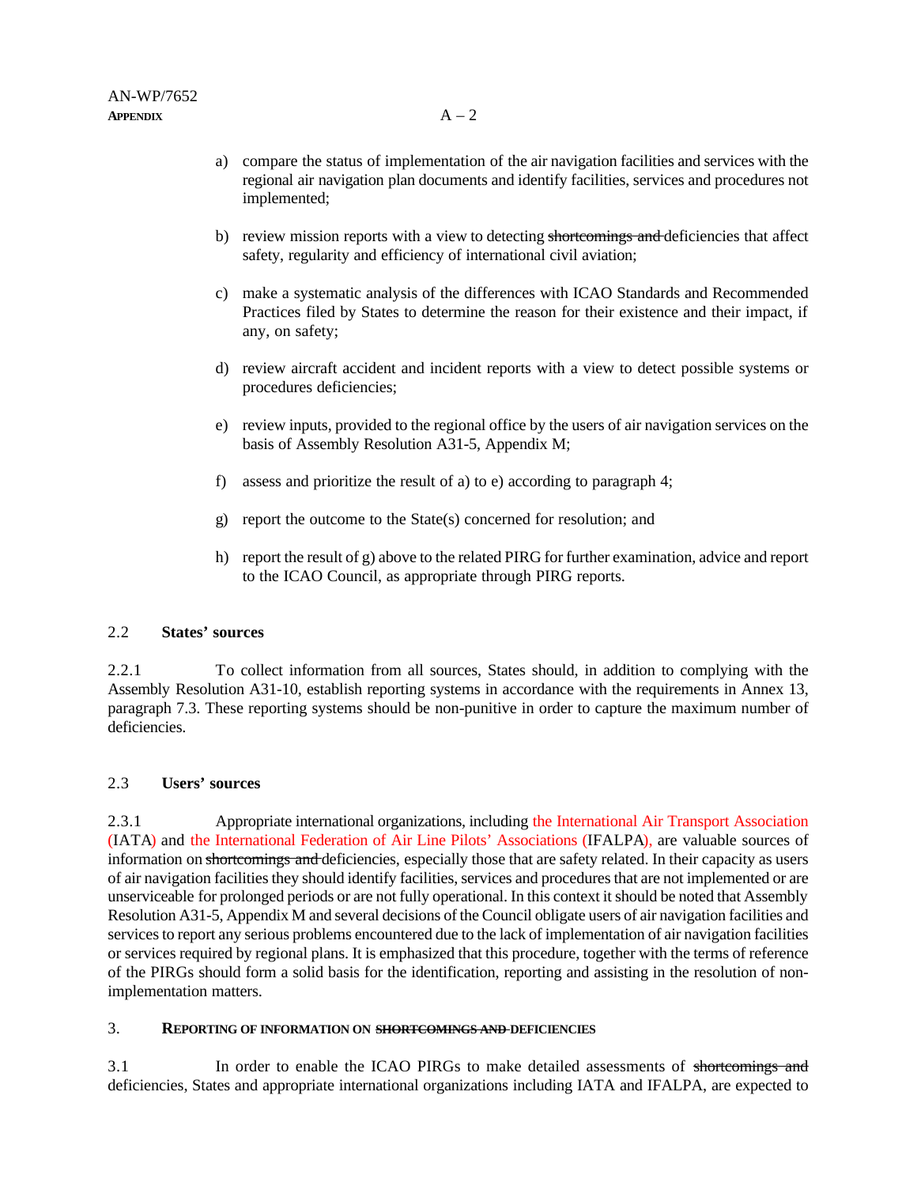a) compare the status of implementation of the air navigation facilities and services with the regional air navigation plan documents and identify facilities, services and procedures not implemented;

b) review mission reports with a view to detecting ~~shortcomings and~~ deficiencies that affect safety, regularity and efficiency of international civil aviation;

c) make a systematic analysis of the differences with ICAO Standards and Recommended Practices filed by States to determine the reason for their existence and their impact, if any, on safety;

d) review aircraft accident and incident reports with a view to detect possible systems or procedures deficiencies;

e) review inputs, provided to the regional office by the users of air navigation services on the basis of Assembly Resolution A31-5, Appendix M;

f) assess and prioritize the result of a) to e) according to paragraph 4;

g) report the outcome to the State(s) concerned for resolution; and

h) report the result of g) above to the related PIRG for further examination, advice and report to the ICAO Council, as appropriate through PIRG reports.

## 2.2 **States' sources**

2.2.1 To collect information from all sources, States should, in addition to complying with the Assembly Resolution A31-10, establish reporting systems in accordance with the requirements in Annex 13, paragraph 7.3. These reporting systems should be non-punitive in order to capture the maximum number of deficiencies.

## 2.3 **Users' sources**

2.3.1 Appropriate international organizations, including the International Air Transport Association (IATA) and the International Federation of Air Line Pilots' Associations (IFALPA), are valuable sources of information on ~~shortcomings and~~ deficiencies, especially those that are safety related. In their capacity as users of air navigation facilities they should identify facilities, services and procedures that are not implemented or are unserviceable for prolonged periods or are not fully operational. In this context it should be noted that Assembly Resolution A31-5, Appendix M and several decisions of the Council obligate users of air navigation facilities and services to report any serious problems encountered due to the lack of implementation of air navigation facilities or services required by regional plans. It is emphasized that this procedure, together with the terms of reference of the PIRGs should form a solid basis for the identification, reporting and assisting in the resolution of non-implementation matters.

# 3. REPORTING OF INFORMATION ON ~~SHORTCOMINGS AND~~ DEFICIENCIES

3.1 In order to enable the ICAO PIRGs to make detailed assessments of ~~shortcomings and~~ deficiencies, States and appropriate international organizations including IATA and IFALPA, are expected to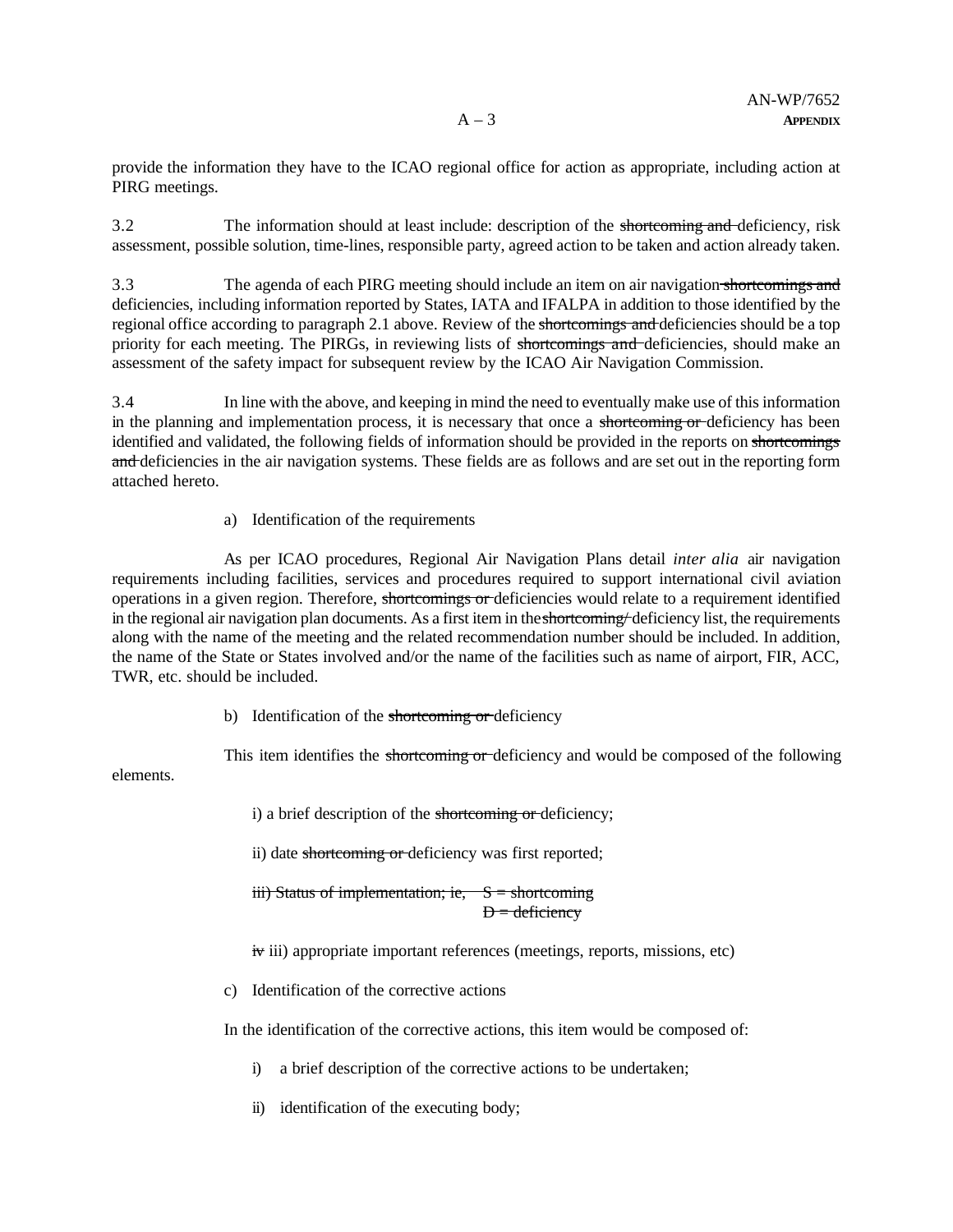provide the information they have to the ICAO regional office for action as appropriate, including action at PIRG meetings.

3.2 The information should at least include: description of the ~~shortcoming and~~ deficiency, risk assessment, possible solution, time-lines, responsible party, agreed action to be taken and action already taken.

3.3 The agenda of each PIRG meeting should include an item on air navigation ~~shortcomings and~~ deficiencies, including information reported by States, IATA and IFALPA in addition to those identified by the regional office according to paragraph 2.1 above. Review of the ~~shortcomings and~~ deficiencies should be a top priority for each meeting. The PIRGs, in reviewing lists of ~~shortcomings and~~ deficiencies, should make an assessment of the safety impact for subsequent review by the ICAO Air Navigation Commission.

3.4 In line with the above, and keeping in mind the need to eventually make use of this information in the planning and implementation process, it is necessary that once a ~~shortcoming or~~ deficiency has been identified and validated, the following fields of information should be provided in the reports on ~~shortcomings and~~ deficiencies in the air navigation systems. These fields are as follows and are set out in the reporting form attached hereto.

a) Identification of the requirements

As per ICAO procedures, Regional Air Navigation Plans detail *inter alia* air navigation requirements including facilities, services and procedures required to support international civil aviation operations in a given region. Therefore, ~~shortcomings or~~ deficiencies would relate to a requirement identified in the regional air navigation plan documents. As a first item in the ~~shortcoming/~~ deficiency list, the requirements along with the name of the meeting and the related recommendation number should be included. In addition, the name of the State or States involved and/or the name of the facilities such as name of airport, FIR, ACC, TWR, etc. should be included.

b) Identification of the ~~shortcoming or~~ deficiency

This item identifies the ~~shortcoming or~~ deficiency and would be composed of the following elements.

i) a brief description of the ~~shortcoming or~~ deficiency;

ii) date ~~shortcoming or~~ deficiency was first reported;

~~iii) Status of implementation; ie, S = shortcoming~~
~~D = deficiency~~

~~iv~~ iii) appropriate important references (meetings, reports, missions, etc)

c) Identification of the corrective actions

In the identification of the corrective actions, this item would be composed of:

i) a brief description of the corrective actions to be undertaken;

ii) identification of the executing body;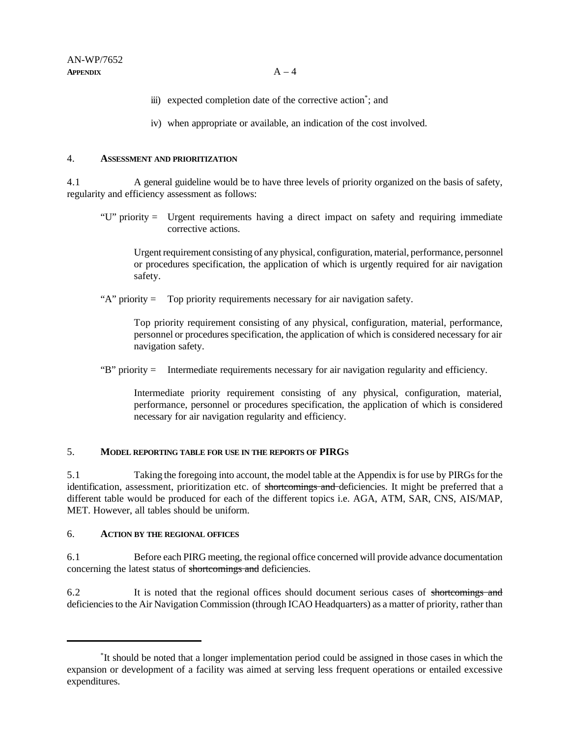iii) expected completion date of the corrective action[*]; and

iv) when appropriate or available, an indication of the cost involved.

## 4. ASSESSMENT AND PRIORITIZATION

4.1 A general guideline would be to have three levels of priority organized on the basis of safety, regularity and efficiency assessment as follows:

"U" priority = Urgent requirements having a direct impact on safety and requiring immediate corrective actions.

Urgent requirement consisting of any physical, configuration, material, performance, personnel or procedures specification, the application of which is urgently required for air navigation safety.

"A" priority = Top priority requirements necessary for air navigation safety.

Top priority requirement consisting of any physical, configuration, material, performance, personnel or procedures specification, the application of which is considered necessary for air navigation safety.

"B" priority = Intermediate requirements necessary for air navigation regularity and efficiency.

Intermediate priority requirement consisting of any physical, configuration, material, performance, personnel or procedures specification, the application of which is considered necessary for air navigation regularity and efficiency.

## 5. MODEL REPORTING TABLE FOR USE IN THE REPORTS OF PIRGS

5.1 Taking the foregoing into account, the model table at the Appendix is for use by PIRGs for the identification, assessment, prioritization etc. of ~~shortcomings and~~ deficiencies. It might be preferred that a different table would be produced for each of the different topics i.e. AGA, ATM, SAR, CNS, AIS/MAP, MET. However, all tables should be uniform.

## 6. ACTION BY THE REGIONAL OFFICES

6.1 Before each PIRG meeting, the regional office concerned will provide advance documentation concerning the latest status of ~~shortcomings and~~ deficiencies.

6.2 It is noted that the regional offices should document serious cases of ~~shortcomings and~~ deficiencies to the Air Navigation Commission (through ICAO Headquarters) as a matter of priority, rather than

---

[*]It should be noted that a longer implementation period could be assigned in those cases in which the expansion or development of a facility was aimed at serving less frequent operations or entailed excessive expenditures.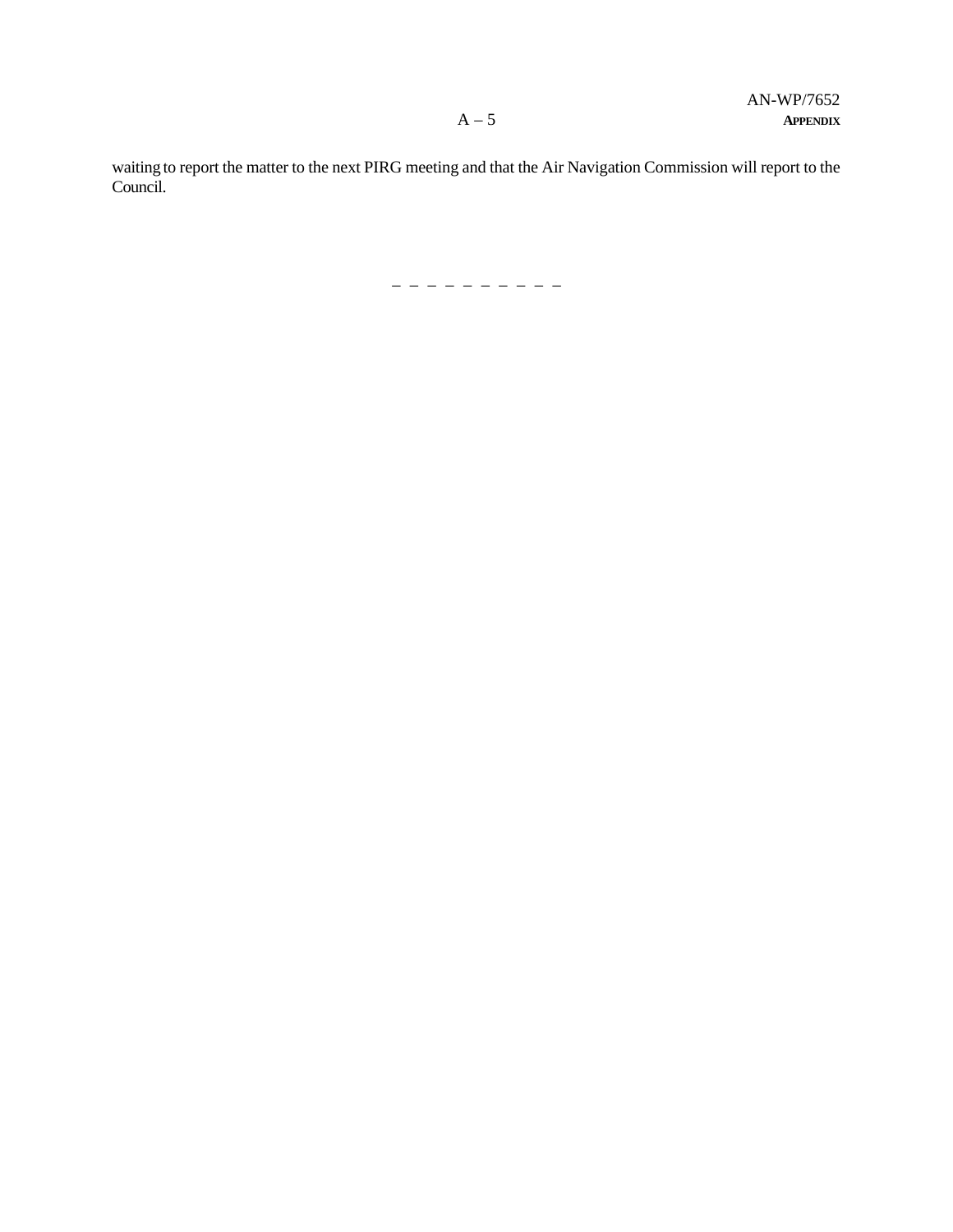waiting to report the matter to the next PIRG meeting and that the Air Navigation Commission will report to the Council.

— — — — — — — — — — —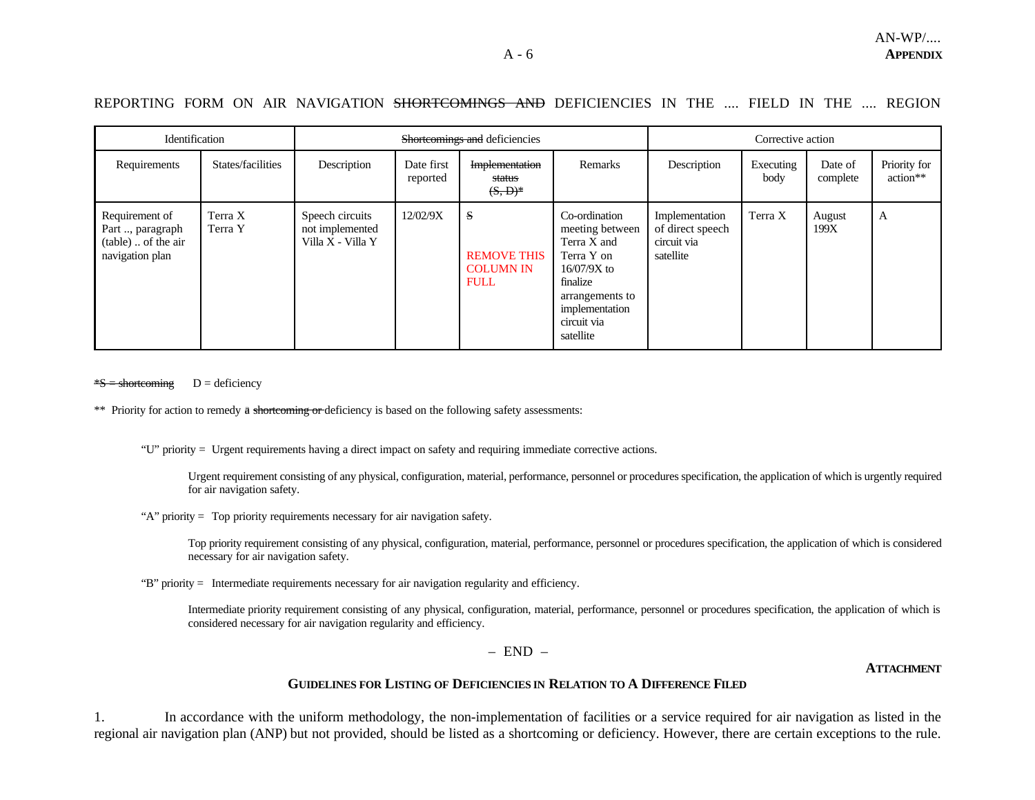REPORTING FORM ON AIR NAVIGATION ~~SHORTCOMINGS AND~~ DEFICIENCIES IN THE .... FIELD IN THE .... REGION

| Identification | | Shortcomings and deficiencies | | | | Corrective action | | | |
|---|---|---|---|---|---|---|---|---|---|
| Requirements | States/facilities | Description | Date first reported | ~~Implementation status (S, D)*~~ | Remarks | Description | Executing body | Date of complete | Priority for action** |
| Requirement of Part .., paragraph (table) .. of the air navigation plan | Terra X Terra Y | Speech circuits not implemented Villa X - Villa Y | 12/02/9X | ~~S~~ REMOVE THIS COLUMN IN FULL | Co-ordination meeting between Terra X and Terra Y on 16/07/9X to finalize arrangements to implementation circuit via satellite | Implementation of direct speech circuit via satellite | Terra X | August 199X | A |

~~*S = shortcoming~~ D = deficiency

** Priority for action to remedy a ~~shortcoming or~~ deficiency is based on the following safety assessments:

"U" priority = Urgent requirements having a direct impact on safety and requiring immediate corrective actions.

Urgent requirement consisting of any physical, configuration, material, performance, personnel or procedures specification, the application of which is urgently required for air navigation safety.

"A" priority = Top priority requirements necessary for air navigation safety.

Top priority requirement consisting of any physical, configuration, material, performance, personnel or procedures specification, the application of which is considered necessary for air navigation safety.

"B" priority = Intermediate requirements necessary for air navigation regularity and efficiency.

Intermediate priority requirement consisting of any physical, configuration, material, performance, personnel or procedures specification, the application of which is considered necessary for air navigation regularity and efficiency.

– END –

**ATTACHMENT**

## GUIDELINES FOR LISTING OF DEFICIENCIES IN RELATION TO A DIFFERENCE FILED

1. In accordance with the uniform methodology, the non-implementation of facilities or a service required for air navigation as listed in the regional air navigation plan (ANP) but not provided, should be listed as a shortcoming or deficiency. However, there are certain exceptions to the rule.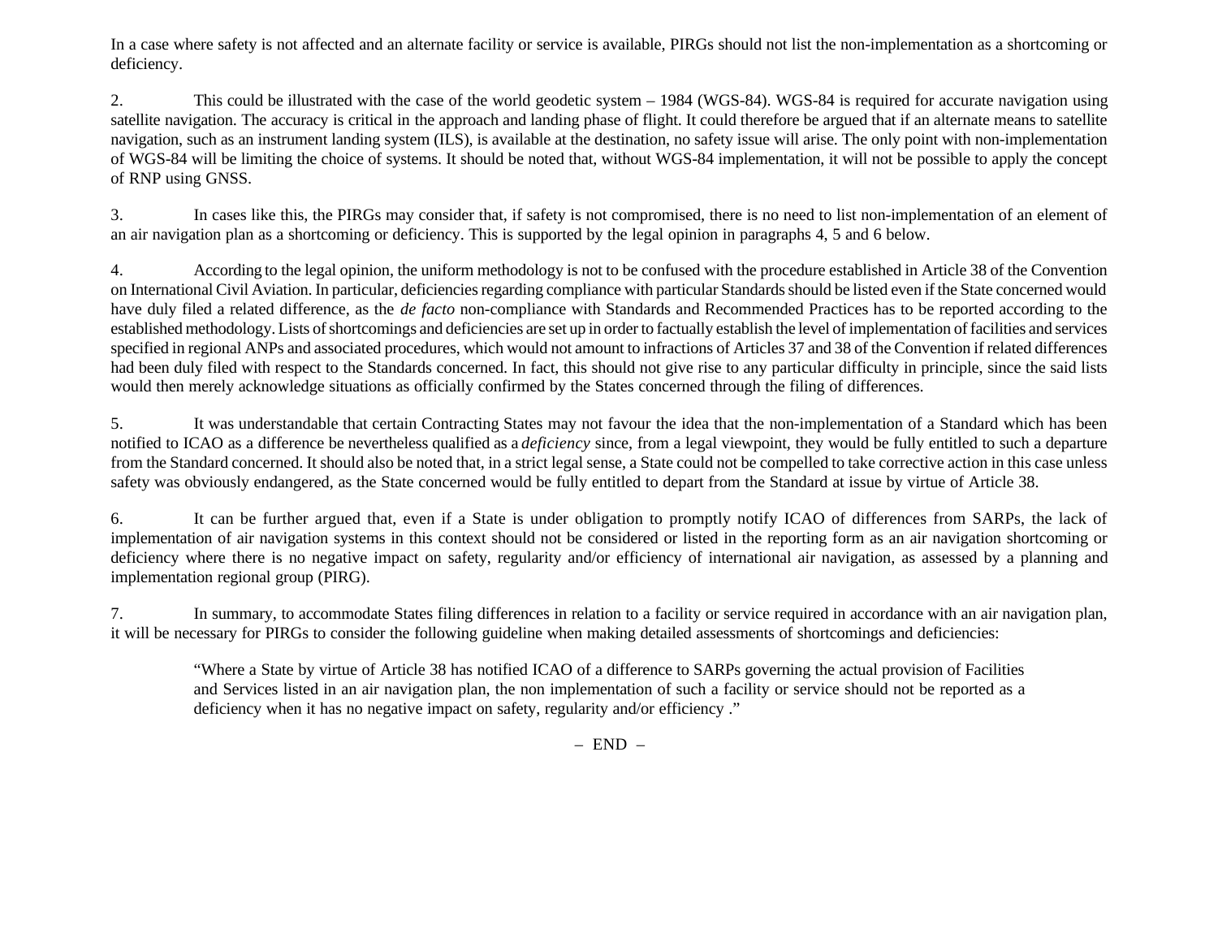In a case where safety is not affected and an alternate facility or service is available, PIRGs should not list the non-implementation as a shortcoming or deficiency.

2. This could be illustrated with the case of the world geodetic system – 1984 (WGS-84). WGS-84 is required for accurate navigation using satellite navigation. The accuracy is critical in the approach and landing phase of flight. It could therefore be argued that if an alternate means to satellite navigation, such as an instrument landing system (ILS), is available at the destination, no safety issue will arise. The only point with non-implementation of WGS-84 will be limiting the choice of systems. It should be noted that, without WGS-84 implementation, it will not be possible to apply the concept of RNP using GNSS.

3. In cases like this, the PIRGs may consider that, if safety is not compromised, there is no need to list non-implementation of an element of an air navigation plan as a shortcoming or deficiency. This is supported by the legal opinion in paragraphs 4, 5 and 6 below.

4. According to the legal opinion, the uniform methodology is not to be confused with the procedure established in Article 38 of the Convention on International Civil Aviation. In particular, deficiencies regarding compliance with particular Standards should be listed even if the State concerned would have duly filed a related difference, as the *de facto* non-compliance with Standards and Recommended Practices has to be reported according to the established methodology. Lists of shortcomings and deficiencies are set up in order to factually establish the level of implementation of facilities and services specified in regional ANPs and associated procedures, which would not amount to infractions of Articles 37 and 38 of the Convention if related differences had been duly filed with respect to the Standards concerned. In fact, this should not give rise to any particular difficulty in principle, since the said lists would then merely acknowledge situations as officially confirmed by the States concerned through the filing of differences.

5. It was understandable that certain Contracting States may not favour the idea that the non-implementation of a Standard which has been notified to ICAO as a difference be nevertheless qualified as a *deficiency* since, from a legal viewpoint, they would be fully entitled to such a departure from the Standard concerned. It should also be noted that, in a strict legal sense, a State could not be compelled to take corrective action in this case unless safety was obviously endangered, as the State concerned would be fully entitled to depart from the Standard at issue by virtue of Article 38.

6. It can be further argued that, even if a State is under obligation to promptly notify ICAO of differences from SARPs, the lack of implementation of air navigation systems in this context should not be considered or listed in the reporting form as an air navigation shortcoming or deficiency where there is no negative impact on safety, regularity and/or efficiency of international air navigation, as assessed by a planning and implementation regional group (PIRG).

7. In summary, to accommodate States filing differences in relation to a facility or service required in accordance with an air navigation plan, it will be necessary for PIRGs to consider the following guideline when making detailed assessments of shortcomings and deficiencies:

> "Where a State by virtue of Article 38 has notified ICAO of a difference to SARPs governing the actual provision of Facilities and Services listed in an air navigation plan, the non implementation of such a facility or service should not be reported as a deficiency when it has no negative impact on safety, regularity and/or efficiency ."

– END –